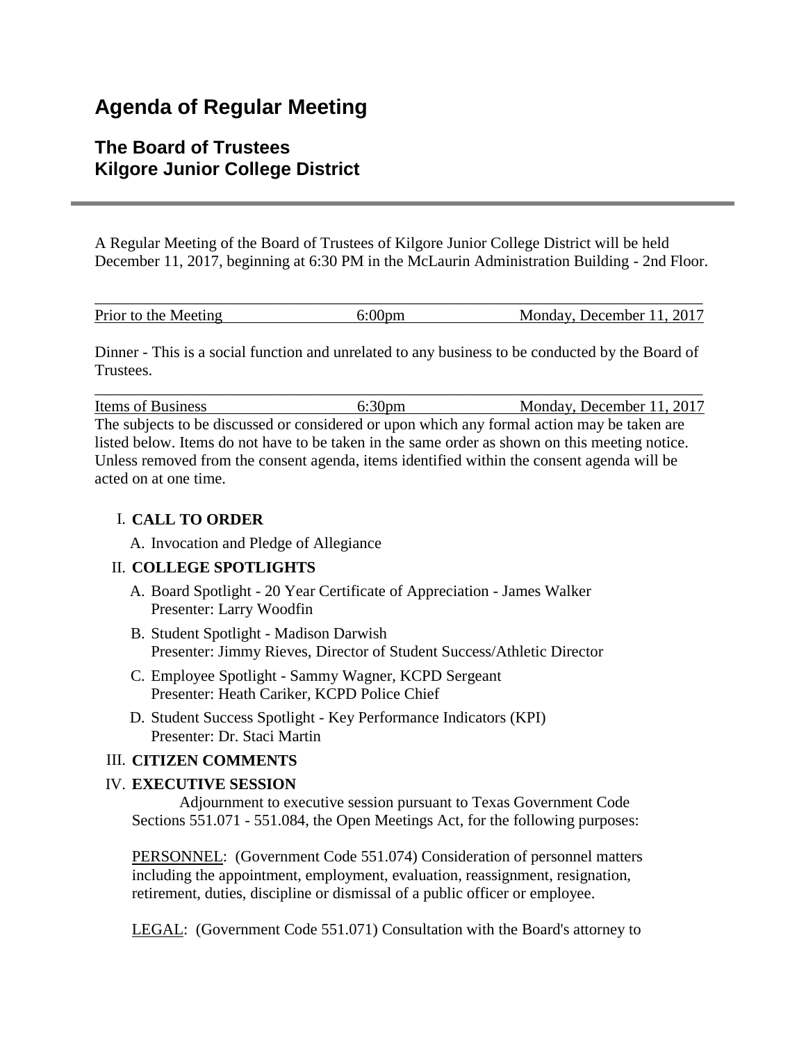# Agenda of Regular Meeting

## The Board of Trustees
## Kilgore Junior College District

---

A Regular Meeting of the Board of Trustees of Kilgore Junior College District will be held December 11, 2017, beginning at 6:30 PM in the McLaurin Administration Building - 2nd Floor.

| Prior to the Meeting | 6:00pm | Monday, December 11, 2017 |
|---|---|---|

Dinner - This is a social function and unrelated to any business to be conducted by the Board of Trustees.

| Items of Business | 6:30pm | Monday, December 11, 2017 |
|---|---|---|

The subjects to be discussed or considered or upon which any formal action may be taken are listed below. Items do not have to be taken in the same order as shown on this meeting notice. Unless removed from the consent agenda, items identified within the consent agenda will be acted on at one time.

I. **CALL TO ORDER**
   - A. Invocation and Pledge of Allegiance

II. **COLLEGE SPOTLIGHTS**
   - A. Board Spotlight - 20 Year Certificate of Appreciation - James Walker
     Presenter: Larry Woodfin
   - B. Student Spotlight - Madison Darwish
     Presenter: Jimmy Rieves, Director of Student Success/Athletic Director
   - C. Employee Spotlight - Sammy Wagner, KCPD Sergeant
     Presenter: Heath Cariker, KCPD Police Chief
   - D. Student Success Spotlight - Key Performance Indicators (KPI)
     Presenter: Dr. Staci Martin

III. **CITIZEN COMMENTS**

IV. **EXECUTIVE SESSION**

Adjournment to executive session pursuant to Texas Government Code Sections 551.071 - 551.084, the Open Meetings Act, for the following purposes:

PERSONNEL: (Government Code 551.074) Consideration of personnel matters including the appointment, employment, evaluation, reassignment, resignation, retirement, duties, discipline or dismissal of a public officer or employee.

LEGAL: (Government Code 551.071) Consultation with the Board's attorney to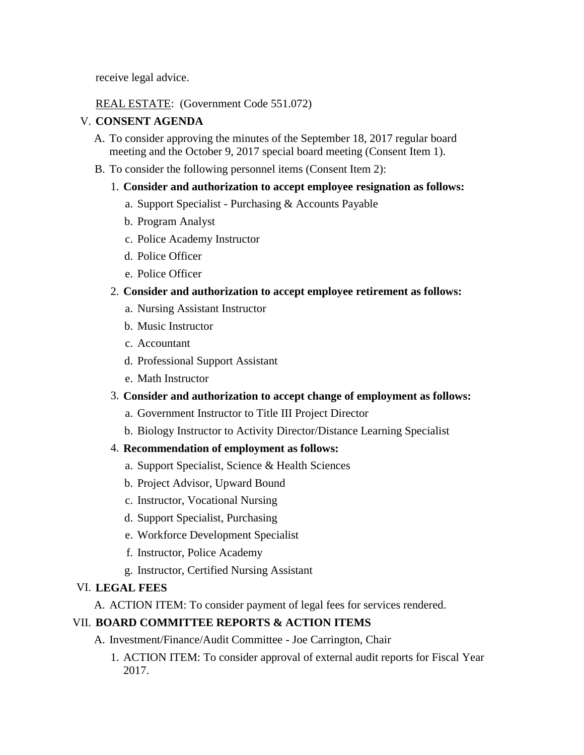receive legal advice.

REAL ESTATE: (Government Code 551.072)

V. **CONSENT AGENDA**

A. To consider approving the minutes of the September 18, 2017 regular board meeting and the October 9, 2017 special board meeting (Consent Item 1).

B. To consider the following personnel items (Consent Item 2):

1. **Consider and authorization to accept employee resignation as follows:**
   a. Support Specialist - Purchasing & Accounts Payable
   b. Program Analyst
   c. Police Academy Instructor
   d. Police Officer
   e. Police Officer

2. **Consider and authorization to accept employee retirement as follows:**
   a. Nursing Assistant Instructor
   b. Music Instructor
   c. Accountant
   d. Professional Support Assistant
   e. Math Instructor

3. **Consider and authorization to accept change of employment as follows:**
   a. Government Instructor to Title III Project Director
   b. Biology Instructor to Activity Director/Distance Learning Specialist

4. **Recommendation of employment as follows:**
   a. Support Specialist, Science & Health Sciences
   b. Project Advisor, Upward Bound
   c. Instructor, Vocational Nursing
   d. Support Specialist, Purchasing
   e. Workforce Development Specialist
   f. Instructor, Police Academy
   g. Instructor, Certified Nursing Assistant

VI. **LEGAL FEES**

A. ACTION ITEM: To consider payment of legal fees for services rendered.

VII. **BOARD COMMITTEE REPORTS & ACTION ITEMS**

A. Investment/Finance/Audit Committee - Joe Carrington, Chair

1. ACTION ITEM: To consider approval of external audit reports for Fiscal Year 2017.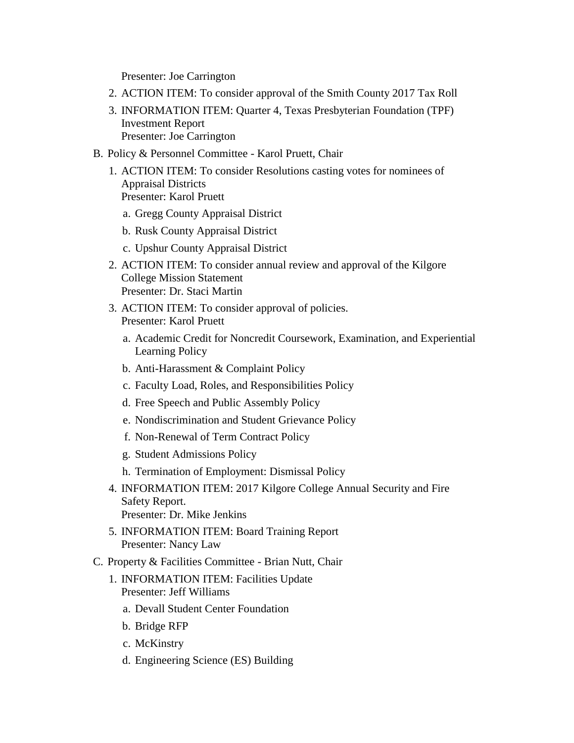Presenter: Joe Carrington

2. ACTION ITEM: To consider approval of the Smith County 2017 Tax Roll
3. INFORMATION ITEM: Quarter 4, Texas Presbyterian Foundation (TPF) Investment Report
   Presenter: Joe Carrington

B. Policy & Personnel Committee - Karol Pruett, Chair

1. ACTION ITEM: To consider Resolutions casting votes for nominees of Appraisal Districts
   Presenter: Karol Pruett
   a. Gregg County Appraisal District
   b. Rusk County Appraisal District
   c. Upshur County Appraisal District
2. ACTION ITEM: To consider annual review and approval of the Kilgore College Mission Statement
   Presenter: Dr. Staci Martin
3. ACTION ITEM: To consider approval of policies.
   Presenter: Karol Pruett
   a. Academic Credit for Noncredit Coursework, Examination, and Experiential Learning Policy
   b. Anti-Harassment & Complaint Policy
   c. Faculty Load, Roles, and Responsibilities Policy
   d. Free Speech and Public Assembly Policy
   e. Nondiscrimination and Student Grievance Policy
   f. Non-Renewal of Term Contract Policy
   g. Student Admissions Policy
   h. Termination of Employment: Dismissal Policy
4. INFORMATION ITEM: 2017 Kilgore College Annual Security and Fire Safety Report.
   Presenter: Dr. Mike Jenkins
5. INFORMATION ITEM: Board Training Report
   Presenter: Nancy Law

C. Property & Facilities Committee - Brian Nutt, Chair

1. INFORMATION ITEM: Facilities Update
   Presenter: Jeff Williams
   a. Devall Student Center Foundation
   b. Bridge RFP
   c. McKinstry
   d. Engineering Science (ES) Building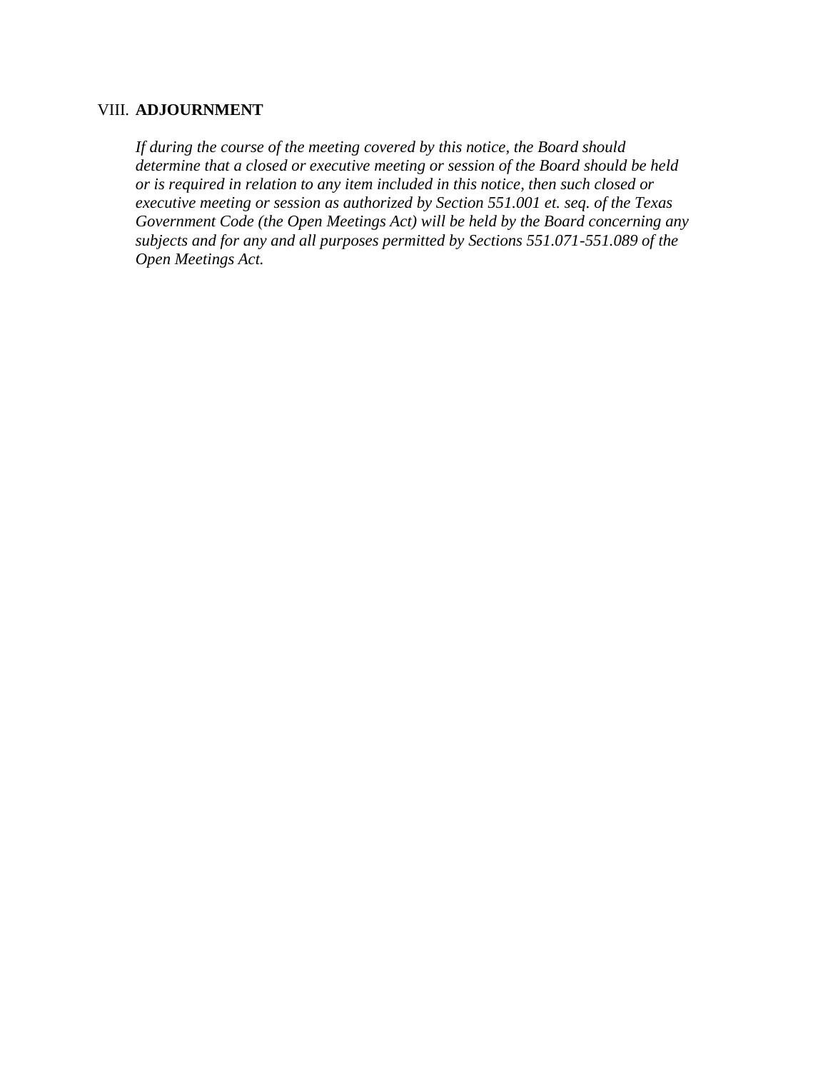VIII. **ADJOURNMENT**

*If during the course of the meeting covered by this notice, the Board should determine that a closed or executive meeting or session of the Board should be held or is required in relation to any item included in this notice, then such closed or executive meeting or session as authorized by Section 551.001 et. seq. of the Texas Government Code (the Open Meetings Act) will be held by the Board concerning any subjects and for any and all purposes permitted by Sections 551.071-551.089 of the Open Meetings Act.*